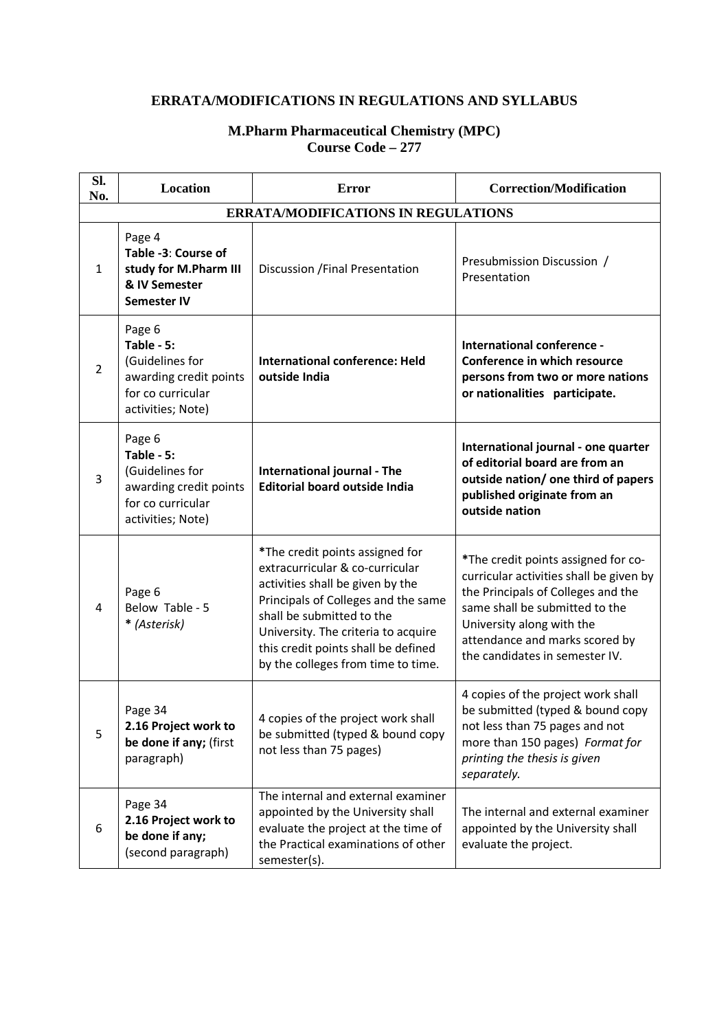# ERRATA/MODIFICATIONS IN REGULATIONS AND SYLLABUS

## M.Pharm Pharmaceutical Chemistry (MPC)
## Course Code – 277

| Sl. No. | Location | Error | Correction/Modification |
|---|---|---|---|
| **ERRATA/MODIFICATIONS IN REGULATIONS** | | | |
| 1 | Page 4 **Table -3**: **Course of study for M.Pharm III & IV Semester Semester IV** | Discussion /Final Presentation | Presubmission Discussion / Presentation |
| 2 | Page 6 **Table - 5:** (Guidelines for awarding credit points for co curricular activities; Note) | **International conference: Held outside India** | **International conference - Conference in which resource persons from two or more nations or nationalities participate.** |
| 3 | Page 6 **Table - 5:** (Guidelines for awarding credit points for co curricular activities; Note) | **International journal - The Editorial board outside India** | **International journal - one quarter of editorial board are from an outside nation/ one third of papers published originate from an outside nation** |
| 4 | Page 6 Below Table - 5 * *(Asterisk)* | *The credit points assigned for extracurricular & co-curricular activities shall be given by the Principals of Colleges and the same shall be submitted to the University. The criteria to acquire this credit points shall be defined by the colleges from time to time. | *The credit points assigned for co-curricular activities shall be given by the Principals of Colleges and the same shall be submitted to the University along with the attendance and marks scored by the candidates in semester IV. |
| 5 | Page 34 **2.16 Project work to be done if any;** (first paragraph) | 4 copies of the project work shall be submitted (typed & bound copy not less than 75 pages) | 4 copies of the project work shall be submitted (typed & bound copy not less than 75 pages and not more than 150 pages) *Format for printing the thesis is given separately.* |
| 6 | Page 34 **2.16 Project work to be done if any;** (second paragraph) | The internal and external examiner appointed by the University shall evaluate the project at the time of the Practical examinations of other semester(s). | The internal and external examiner appointed by the University shall evaluate the project. |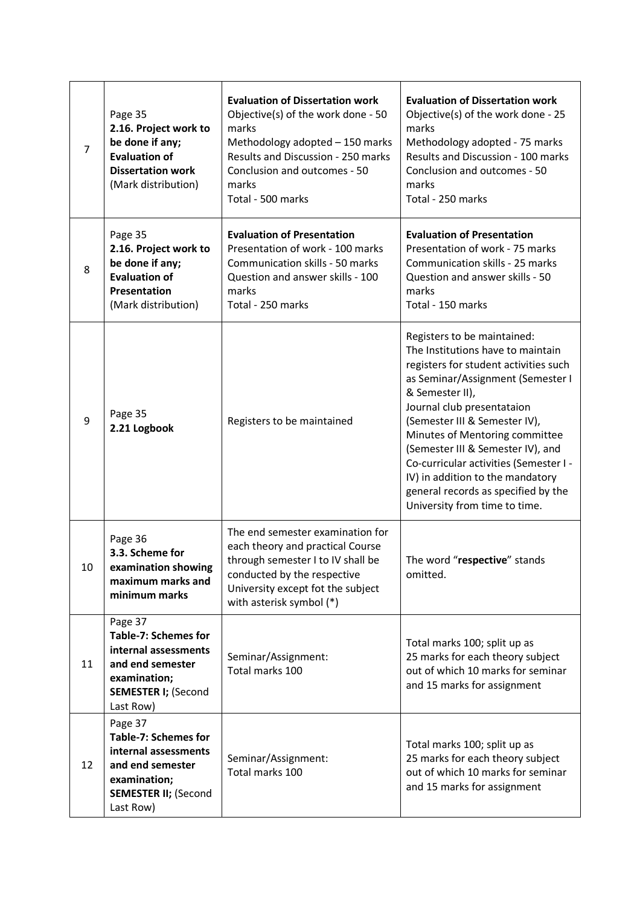| 7 | Page 35<br>**2.16. Project work to be done if any; Evaluation of Dissertation work** (Mark distribution) | **Evaluation of Dissertation work**<br>Objective(s) of the work done - 50 marks<br>Methodology adopted – 150 marks<br>Results and Discussion - 250 marks<br>Conclusion and outcomes - 50 marks<br>Total - 500 marks | **Evaluation of Dissertation work**<br>Objective(s) of the work done - 25 marks<br>Methodology adopted - 75 marks<br>Results and Discussion - 100 marks<br>Conclusion and outcomes - 50 marks<br>Total - 250 marks |
|---|---|---|---|
| 8 | Page 35<br>**2.16. Project work to be done if any; Evaluation of Presentation** (Mark distribution) | **Evaluation of Presentation**<br>Presentation of work - 100 marks<br>Communication skills - 50 marks<br>Question and answer skills - 100 marks<br>Total - 250 marks | **Evaluation of Presentation**<br>Presentation of work - 75 marks<br>Communication skills - 25 marks<br>Question and answer skills - 50 marks<br>Total - 150 marks |
| 9 | Page 35<br>**2.21 Logbook** | Registers to be maintained | Registers to be maintained:<br>The Institutions have to maintain registers for student activities such as Seminar/Assignment (Semester I & Semester II),<br>Journal club presentataion (Semester III & Semester IV),<br>Minutes of Mentoring committee (Semester III & Semester IV), and Co-curricular activities (Semester I - IV) in addition to the mandatory general records as specified by the University from time to time. |
| 10 | Page 36<br>**3.3. Scheme for examination showing maximum marks and minimum marks** | The end semester examination for each theory and practical Course through semester I to IV shall be conducted by the respective University except fot the subject with asterisk symbol (*) | The word "**respective**" stands omitted. |
| 11 | Page 37<br>**Table-7: Schemes for internal assessments and end semester examination; SEMESTER I;** (Second Last Row) | Seminar/Assignment:<br>Total marks 100 | Total marks 100; split up as<br>25 marks for each theory subject out of which 10 marks for seminar and 15 marks for assignment |
| 12 | Page 37<br>**Table-7: Schemes for internal assessments and end semester examination; SEMESTER II;** (Second Last Row) | Seminar/Assignment:<br>Total marks 100 | Total marks 100; split up as<br>25 marks for each theory subject out of which 10 marks for seminar and 15 marks for assignment |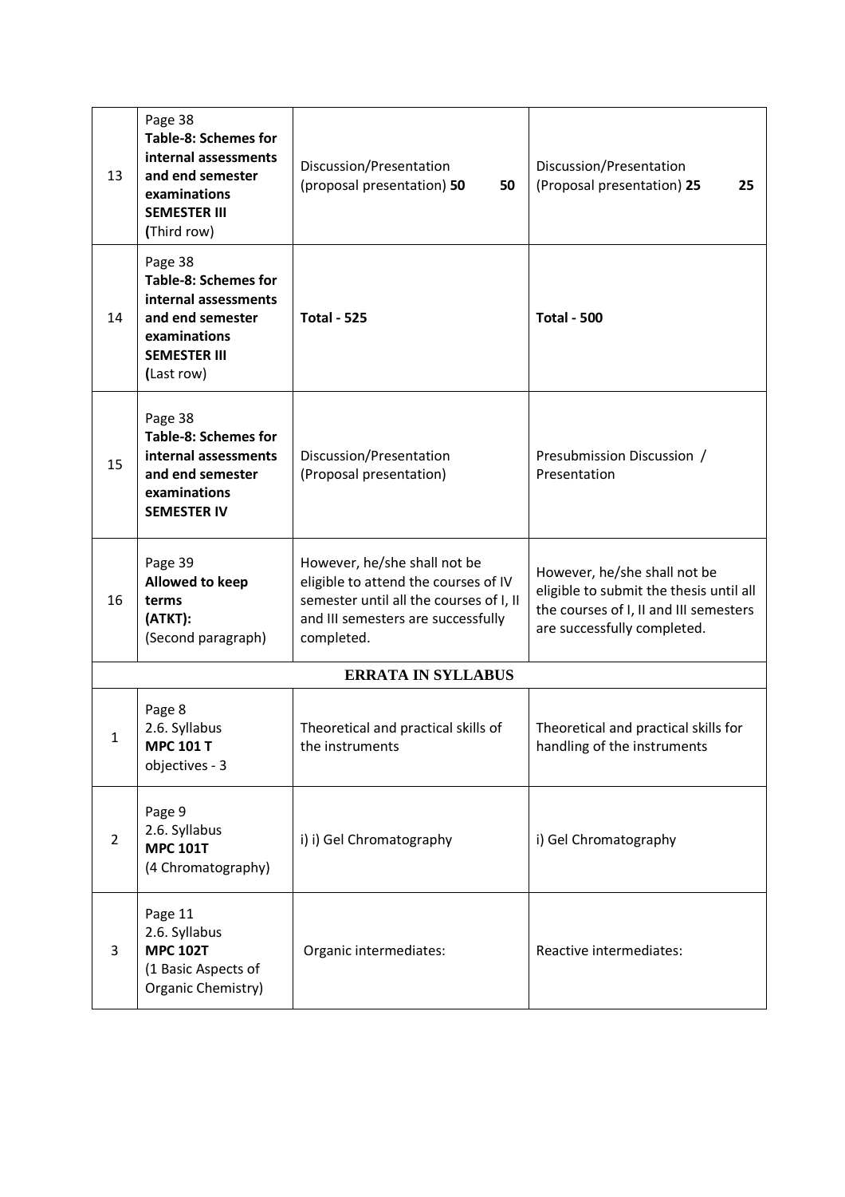| 13 | Page 38 **Table-8: Schemes for internal assessments and end semester examinations SEMESTER III (**Third row) | Discussion/Presentation (proposal presentation) **50** 50 | Discussion/Presentation (Proposal presentation) **25** 25 |
|---|---|---|---|
| 14 | Page 38 **Table-8: Schemes for internal assessments and end semester examinations SEMESTER III (**Last row) | **Total - 525** | **Total - 500** |
| 15 | Page 38 **Table-8: Schemes for internal assessments and end semester examinations SEMESTER IV** | Discussion/Presentation (Proposal presentation) | Presubmission Discussion / Presentation |
| 16 | Page 39 **Allowed to keep terms (ATKT):** (Second paragraph) | However, he/she shall not be eligible to attend the courses of IV semester until all the courses of I, II and III semesters are successfully completed. | However, he/she shall not be eligible to submit the thesis until all the courses of I, II and III semesters are successfully completed. |
| **ERRATA IN SYLLABUS** | | | |
| 1 | Page 8 2.6. Syllabus **MPC 101 T** objectives - 3 | Theoretical and practical skills of the instruments | Theoretical and practical skills for handling of the instruments |
| 2 | Page 9 2.6. Syllabus **MPC 101T** (4 Chromatography) | i) i) Gel Chromatography | i) Gel Chromatography |
| 3 | Page 11 2.6. Syllabus **MPC 102T** (1 Basic Aspects of Organic Chemistry) | Organic intermediates: | Reactive intermediates: |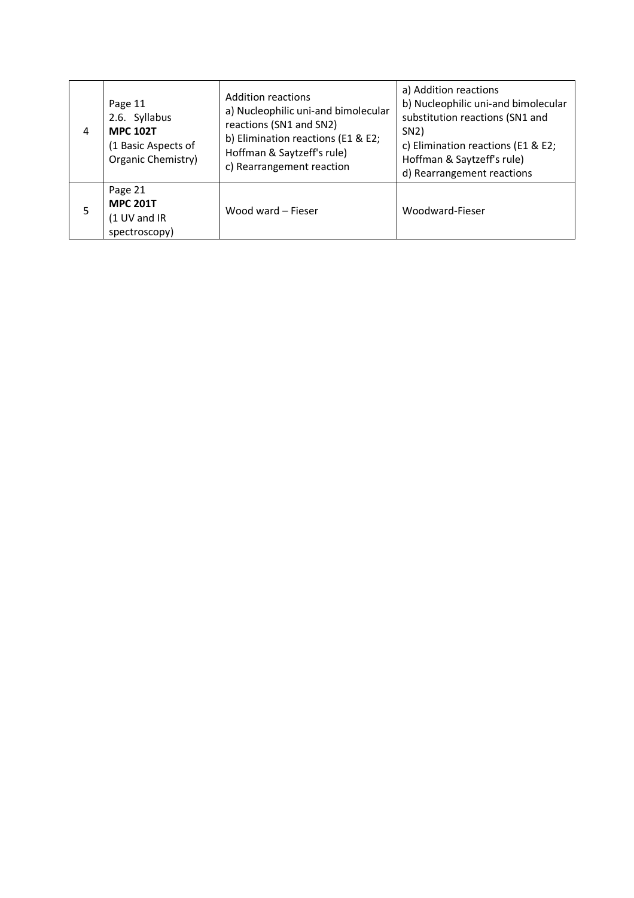| | | | |
|---|---|---|---|
| 4 | Page 11<br>2.6. Syllabus<br>**MPC 102T**<br>(1 Basic Aspects of Organic Chemistry) | Addition reactions<br>a) Nucleophilic uni-and bimolecular reactions (SN1 and SN2)<br>b) Elimination reactions (E1 & E2; Hoffman & Saytzeff's rule)<br>c) Rearrangement reaction | a) Addition reactions<br>b) Nucleophilic uni-and bimolecular substitution reactions (SN1 and SN2)<br>c) Elimination reactions (E1 & E2; Hoffman & Saytzeff's rule)<br>d) Rearrangement reactions |
| 5 | Page 21<br>**MPC 201T**<br>(1 UV and IR spectroscopy) | Wood ward – Fieser | Woodward-Fieser |